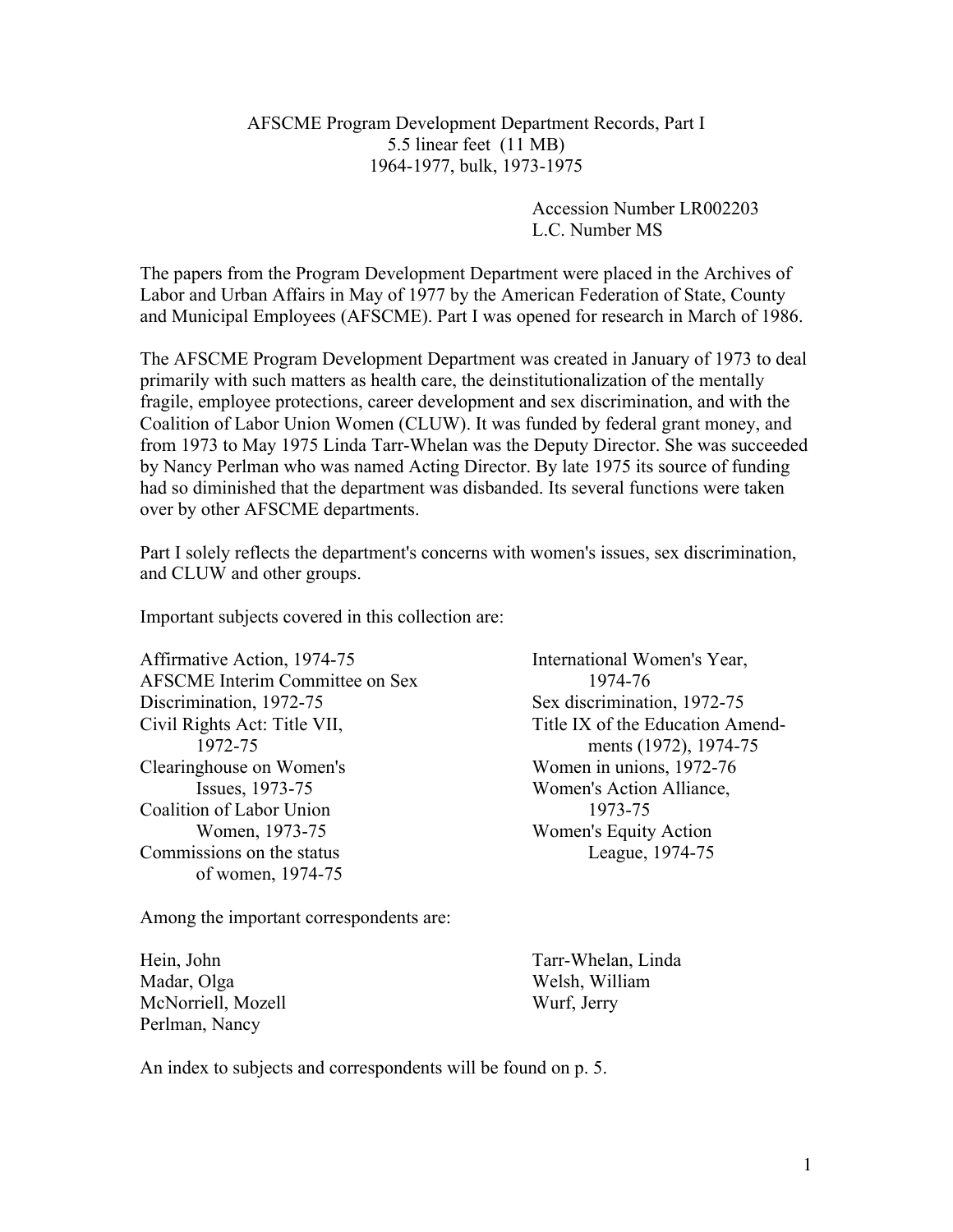AFSCME Program Development Department Records, Part I
5.5 linear feet (11 MB)
1964-1977, bulk, 1973-1975

Accession Number LR002203
L.C. Number MS

The papers from the Program Development Department were placed in the Archives of Labor and Urban Affairs in May of 1977 by the American Federation of State, County and Municipal Employees (AFSCME). Part I was opened for research in March of 1986.

The AFSCME Program Development Department was created in January of 1973 to deal primarily with such matters as health care, the deinstitutionalization of the mentally fragile, employee protections, career development and sex discrimination, and with the Coalition of Labor Union Women (CLUW). It was funded by federal grant money, and from 1973 to May 1975 Linda Tarr-Whelan was the Deputy Director. She was succeeded by Nancy Perlman who was named Acting Director. By late 1975 its source of funding had so diminished that the department was disbanded. Its several functions were taken over by other AFSCME departments.

Part I solely reflects the department's concerns with women's issues, sex discrimination, and CLUW and other groups.

Important subjects covered in this collection are:

- Affirmative Action, 1974-75
- AFSCME Interim Committee on Sex Discrimination, 1972-75
- Civil Rights Act: Title VII, 1972-75
- Clearinghouse on Women's Issues, 1973-75
- Coalition of Labor Union Women, 1973-75
- Commissions on the status of women, 1974-75
- International Women's Year, 1974-76
- Sex discrimination, 1972-75
- Title IX of the Education Amendments (1972), 1974-75
- Women in unions, 1972-76
- Women's Action Alliance, 1973-75
- Women's Equity Action League, 1974-75

Among the important correspondents are:

- Hein, John
- Madar, Olga
- McNorriell, Mozell
- Perlman, Nancy
- Tarr-Whelan, Linda
- Welsh, William
- Wurf, Jerry

An index to subjects and correspondents will be found on p. 5.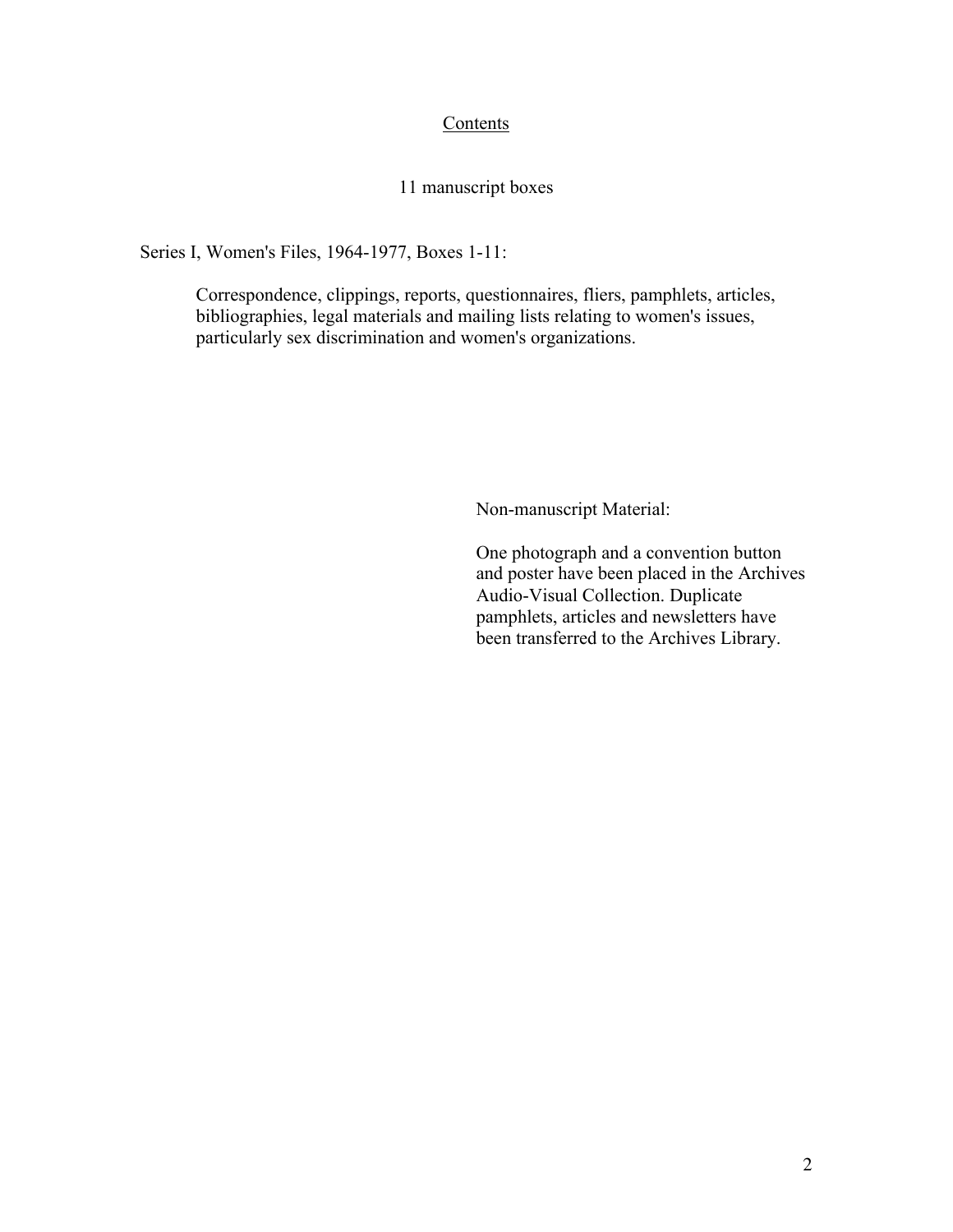## Contents

11 manuscript boxes

Series I, Women's Files, 1964-1977, Boxes 1-11:

Correspondence, clippings, reports, questionnaires, fliers, pamphlets, articles, bibliographies, legal materials and mailing lists relating to women's issues, particularly sex discrimination and women's organizations.

Non-manuscript Material:

One photograph and a convention button and poster have been placed in the Archives Audio-Visual Collection. Duplicate pamphlets, articles and newsletters have been transferred to the Archives Library.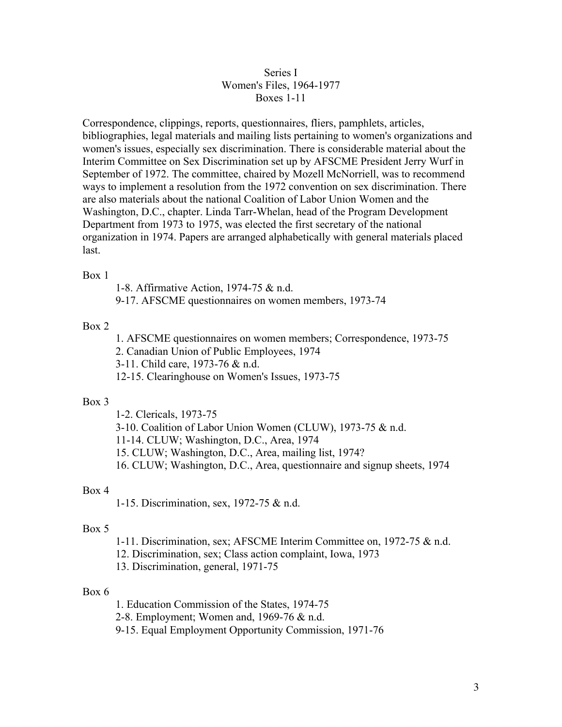## Series I
## Women's Files, 1964-1977
## Boxes 1-11

Correspondence, clippings, reports, questionnaires, fliers, pamphlets, articles, bibliographies, legal materials and mailing lists pertaining to women's organizations and women's issues, especially sex discrimination. There is considerable material about the Interim Committee on Sex Discrimination set up by AFSCME President Jerry Wurf in September of 1972. The committee, chaired by Mozell McNorriell, was to recommend ways to implement a resolution from the 1972 convention on sex discrimination. There are also materials about the national Coalition of Labor Union Women and the Washington, D.C., chapter. Linda Tarr-Whelan, head of the Program Development Department from 1973 to 1975, was elected the first secretary of the national organization in 1974. Papers are arranged alphabetically with general materials placed last.

Box 1

- 1-8. Affirmative Action, 1974-75 & n.d.
- 9-17. AFSCME questionnaires on women members, 1973-74

Box 2

- 1. AFSCME questionnaires on women members; Correspondence, 1973-75
- 2. Canadian Union of Public Employees, 1974
- 3-11. Child care, 1973-76 & n.d.
- 12-15. Clearinghouse on Women's Issues, 1973-75

Box 3

- 1-2. Clericals, 1973-75
- 3-10. Coalition of Labor Union Women (CLUW), 1973-75 & n.d.
- 11-14. CLUW; Washington, D.C., Area, 1974
- 15. CLUW; Washington, D.C., Area, mailing list, 1974?
- 16. CLUW; Washington, D.C., Area, questionnaire and signup sheets, 1974

Box 4

- 1-15. Discrimination, sex, 1972-75 & n.d.

Box 5

- 1-11. Discrimination, sex; AFSCME Interim Committee on, 1972-75 & n.d.
- 12. Discrimination, sex; Class action complaint, Iowa, 1973
- 13. Discrimination, general, 1971-75

Box 6

- 1. Education Commission of the States, 1974-75
- 2-8. Employment; Women and, 1969-76 & n.d.
- 9-15. Equal Employment Opportunity Commission, 1971-76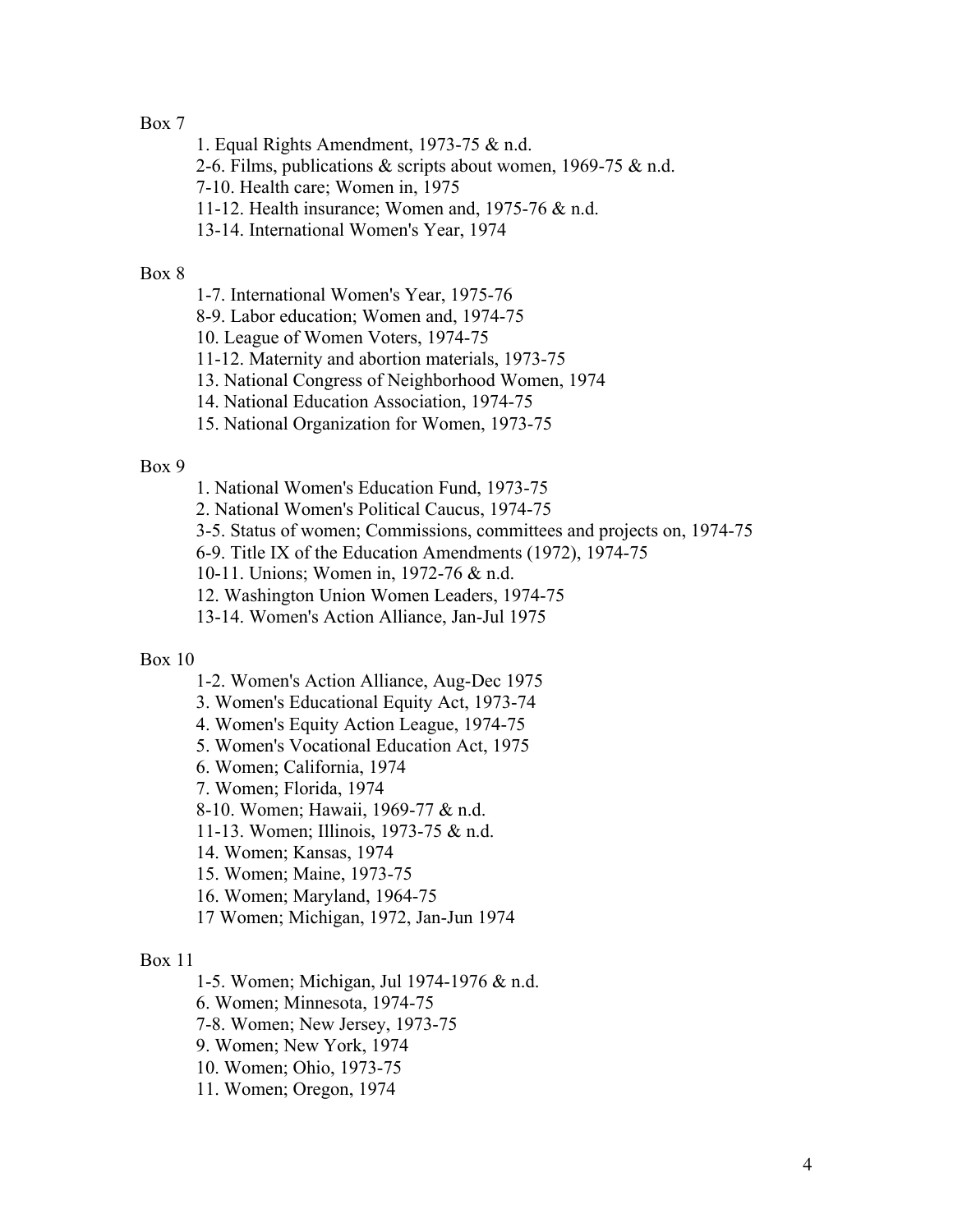Box 7

1. Equal Rights Amendment, 1973-75 & n.d.
2-6. Films, publications & scripts about women, 1969-75 & n.d.
7-10. Health care; Women in, 1975
11-12. Health insurance; Women and, 1975-76 & n.d.
13-14. International Women's Year, 1974

Box 8

1-7. International Women's Year, 1975-76
8-9. Labor education; Women and, 1974-75
10. League of Women Voters, 1974-75
11-12. Maternity and abortion materials, 1973-75
13. National Congress of Neighborhood Women, 1974
14. National Education Association, 1974-75
15. National Organization for Women, 1973-75

Box 9

1. National Women's Education Fund, 1973-75
2. National Women's Political Caucus, 1974-75
3-5. Status of women; Commissions, committees and projects on, 1974-75
6-9. Title IX of the Education Amendments (1972), 1974-75
10-11. Unions; Women in, 1972-76 & n.d.
12. Washington Union Women Leaders, 1974-75
13-14. Women's Action Alliance, Jan-Jul 1975

Box 10

1-2. Women's Action Alliance, Aug-Dec 1975
3. Women's Educational Equity Act, 1973-74
4. Women's Equity Action League, 1974-75
5. Women's Vocational Education Act, 1975
6. Women; California, 1974
7. Women; Florida, 1974
8-10. Women; Hawaii, 1969-77 & n.d.
11-13. Women; Illinois, 1973-75 & n.d.
14. Women; Kansas, 1974
15. Women; Maine, 1973-75
16. Women; Maryland, 1964-75
17 Women; Michigan, 1972, Jan-Jun 1974

Box 11

1-5. Women; Michigan, Jul 1974-1976 & n.d.
6. Women; Minnesota, 1974-75
7-8. Women; New Jersey, 1973-75
9. Women; New York, 1974
10. Women; Ohio, 1973-75
11. Women; Oregon, 1974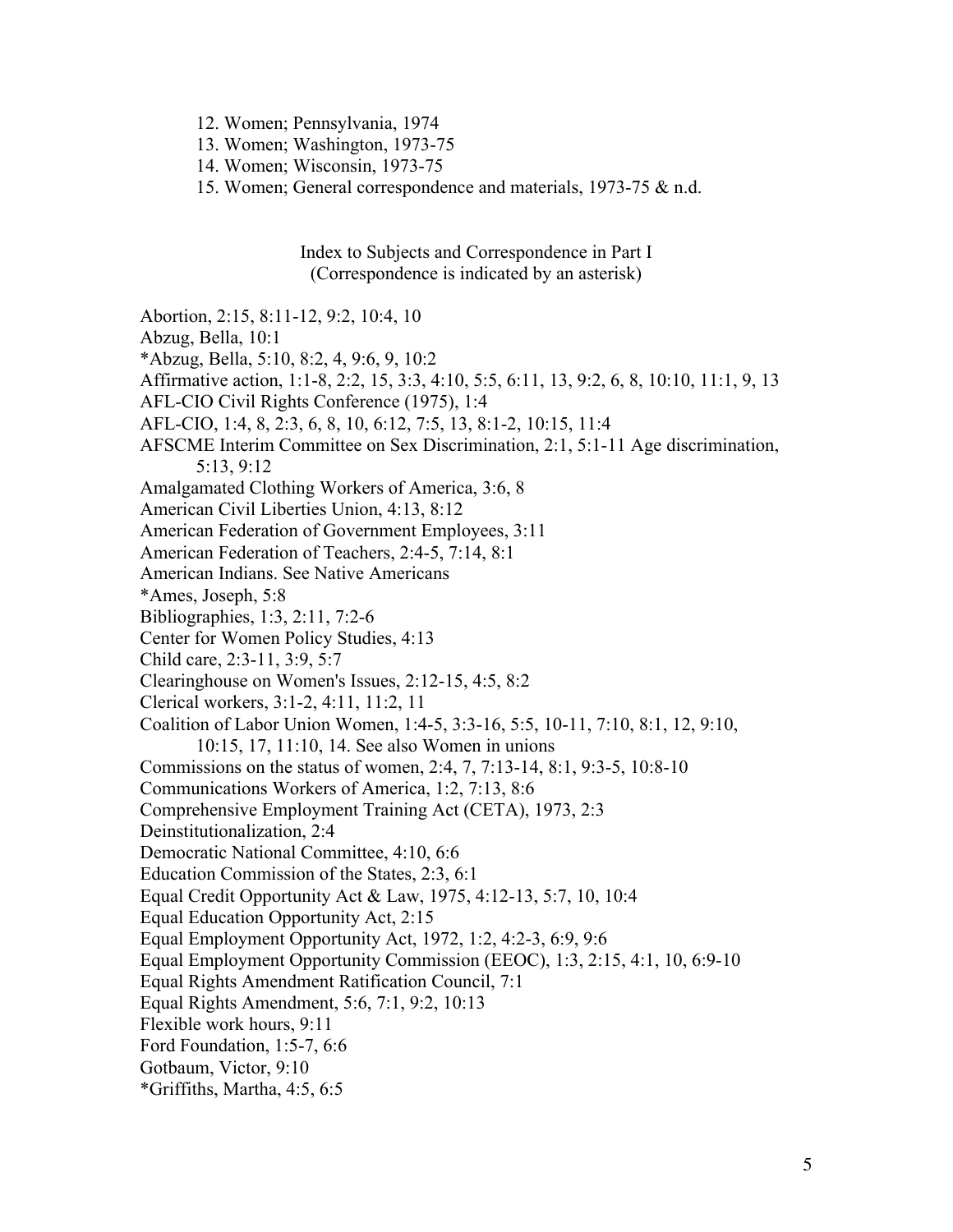12. Women; Pennsylvania, 1974
13. Women; Washington, 1973-75
14. Women; Wisconsin, 1973-75
15. Women; General correspondence and materials, 1973-75 & n.d.

Index to Subjects and Correspondence in Part I
(Correspondence is indicated by an asterisk)

Abortion, 2:15, 8:11-12, 9:2, 10:4, 10
Abzug, Bella, 10:1
*Abzug, Bella, 5:10, 8:2, 4, 9:6, 9, 10:2
Affirmative action, 1:1-8, 2:2, 15, 3:3, 4:10, 5:5, 6:11, 13, 9:2, 6, 8, 10:10, 11:1, 9, 13
AFL-CIO Civil Rights Conference (1975), 1:4
AFL-CIO, 1:4, 8, 2:3, 6, 8, 10, 6:12, 7:5, 13, 8:1-2, 10:15, 11:4
AFSCME Interim Committee on Sex Discrimination, 2:1, 5:1-11 Age discrimination, 5:13, 9:12
Amalgamated Clothing Workers of America, 3:6, 8
American Civil Liberties Union, 4:13, 8:12
American Federation of Government Employees, 3:11
American Federation of Teachers, 2:4-5, 7:14, 8:1
American Indians. See Native Americans
*Ames, Joseph, 5:8
Bibliographies, 1:3, 2:11, 7:2-6
Center for Women Policy Studies, 4:13
Child care, 2:3-11, 3:9, 5:7
Clearinghouse on Women's Issues, 2:12-15, 4:5, 8:2
Clerical workers, 3:1-2, 4:11, 11:2, 11
Coalition of Labor Union Women, 1:4-5, 3:3-16, 5:5, 10-11, 7:10, 8:1, 12, 9:10, 10:15, 17, 11:10, 14. See also Women in unions
Commissions on the status of women, 2:4, 7, 7:13-14, 8:1, 9:3-5, 10:8-10
Communications Workers of America, 1:2, 7:13, 8:6
Comprehensive Employment Training Act (CETA), 1973, 2:3
Deinstitutionalization, 2:4
Democratic National Committee, 4:10, 6:6
Education Commission of the States, 2:3, 6:1
Equal Credit Opportunity Act & Law, 1975, 4:12-13, 5:7, 10, 10:4
Equal Education Opportunity Act, 2:15
Equal Employment Opportunity Act, 1972, 1:2, 4:2-3, 6:9, 9:6
Equal Employment Opportunity Commission (EEOC), 1:3, 2:15, 4:1, 10, 6:9-10
Equal Rights Amendment Ratification Council, 7:1
Equal Rights Amendment, 5:6, 7:1, 9:2, 10:13
Flexible work hours, 9:11
Ford Foundation, 1:5-7, 6:6
Gotbaum, Victor, 9:10
*Griffiths, Martha, 4:5, 6:5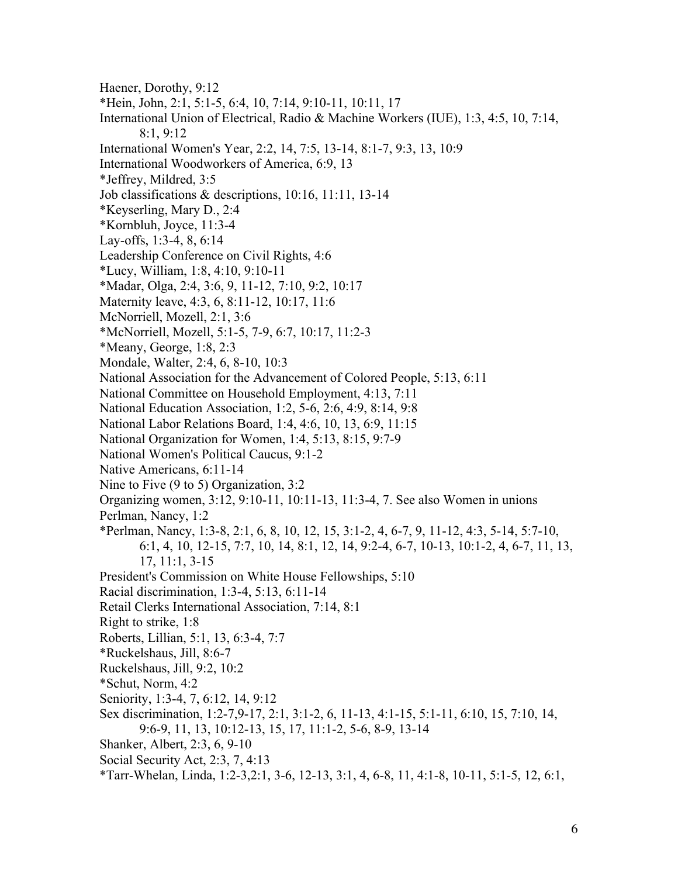Haener, Dorothy, 9:12
*Hein, John, 2:1, 5:1-5, 6:4, 10, 7:14, 9:10-11, 10:11, 17
International Union of Electrical, Radio & Machine Workers (IUE), 1:3, 4:5, 10, 7:14, 8:1, 9:12
International Women's Year, 2:2, 14, 7:5, 13-14, 8:1-7, 9:3, 13, 10:9
International Woodworkers of America, 6:9, 13
*Jeffrey, Mildred, 3:5
Job classifications & descriptions, 10:16, 11:11, 13-14
*Keyserling, Mary D., 2:4
*Kornbluh, Joyce, 11:3-4
Lay-offs, 1:3-4, 8, 6:14
Leadership Conference on Civil Rights, 4:6
*Lucy, William, 1:8, 4:10, 9:10-11
*Madar, Olga, 2:4, 3:6, 9, 11-12, 7:10, 9:2, 10:17
Maternity leave, 4:3, 6, 8:11-12, 10:17, 11:6
McNorriell, Mozell, 2:1, 3:6
*McNorriell, Mozell, 5:1-5, 7-9, 6:7, 10:17, 11:2-3
*Meany, George, 1:8, 2:3
Mondale, Walter, 2:4, 6, 8-10, 10:3
National Association for the Advancement of Colored People, 5:13, 6:11
National Committee on Household Employment, 4:13, 7:11
National Education Association, 1:2, 5-6, 2:6, 4:9, 8:14, 9:8
National Labor Relations Board, 1:4, 4:6, 10, 13, 6:9, 11:15
National Organization for Women, 1:4, 5:13, 8:15, 9:7-9
National Women's Political Caucus, 9:1-2
Native Americans, 6:11-14
Nine to Five (9 to 5) Organization, 3:2
Organizing women, 3:12, 9:10-11, 10:11-13, 11:3-4, 7. See also Women in unions
Perlman, Nancy, 1:2
*Perlman, Nancy, 1:3-8, 2:1, 6, 8, 10, 12, 15, 3:1-2, 4, 6-7, 9, 11-12, 4:3, 5-14, 5:7-10, 6:1, 4, 10, 12-15, 7:7, 10, 14, 8:1, 12, 14, 9:2-4, 6-7, 10-13, 10:1-2, 4, 6-7, 11, 13, 17, 11:1, 3-15
President's Commission on White House Fellowships, 5:10
Racial discrimination, 1:3-4, 5:13, 6:11-14
Retail Clerks International Association, 7:14, 8:1
Right to strike, 1:8
Roberts, Lillian, 5:1, 13, 6:3-4, 7:7
*Ruckelshaus, Jill, 8:6-7
Ruckelshaus, Jill, 9:2, 10:2
*Schut, Norm, 4:2
Seniority, 1:3-4, 7, 6:12, 14, 9:12
Sex discrimination, 1:2-7,9-17, 2:1, 3:1-2, 6, 11-13, 4:1-15, 5:1-11, 6:10, 15, 7:10, 14, 9:6-9, 11, 13, 10:12-13, 15, 17, 11:1-2, 5-6, 8-9, 13-14
Shanker, Albert, 2:3, 6, 9-10
Social Security Act, 2:3, 7, 4:13
*Tarr-Whelan, Linda, 1:2-3,2:1, 3-6, 12-13, 3:1, 4, 6-8, 11, 4:1-8, 10-11, 5:1-5, 12, 6:1,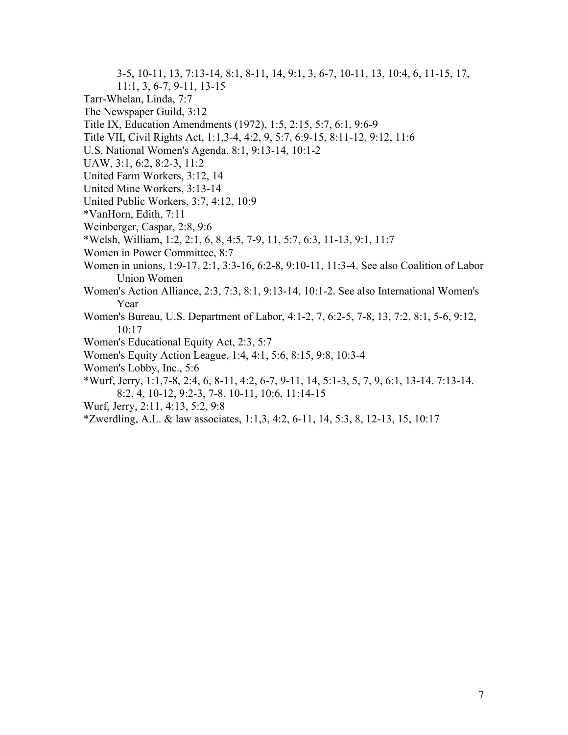3-5, 10-11, 13, 7:13-14, 8:1, 8-11, 14, 9:1, 3, 6-7, 10-11, 13, 10:4, 6, 11-15, 17, 11:1, 3, 6-7, 9-11, 13-15

Tarr-Whelan, Linda, 7:7

The Newspaper Guild, 3:12

Title IX, Education Amendments (1972), 1:5, 2:15, 5:7, 6:1, 9:6-9

Title VII, Civil Rights Act, 1:1,3-4, 4:2, 9, 5:7, 6:9-15, 8:11-12, 9:12, 11:6

U.S. National Women's Agenda, 8:1, 9:13-14, 10:1-2

UAW, 3:1, 6:2, 8:2-3, 11:2

United Farm Workers, 3:12, 14

United Mine Workers, 3:13-14

United Public Workers, 3:7, 4:12, 10:9

*VanHorn, Edith, 7:11

Weinberger, Caspar, 2:8, 9:6

*Welsh, William, 1:2, 2:1, 6, 8, 4:5, 7-9, 11, 5:7, 6:3, 11-13, 9:1, 11:7

Women in Power Committee, 8:7

Women in unions, 1:9-17, 2:1, 3:3-16, 6:2-8, 9:10-11, 11:3-4. See also Coalition of Labor Union Women

Women's Action Alliance, 2:3, 7:3, 8:1, 9:13-14, 10:1-2. See also International Women's Year

Women's Bureau, U.S. Department of Labor, 4:1-2, 7, 6:2-5, 7-8, 13, 7:2, 8:1, 5-6, 9:12, 10:17

Women's Educational Equity Act, 2:3, 5:7

Women's Equity Action League, 1:4, 4:1, 5:6, 8:15, 9:8, 10:3-4

Women's Lobby, Inc., 5:6

*Wurf, Jerry, 1:1,7-8, 2:4, 6, 8-11, 4:2, 6-7, 9-11, 14, 5:1-3, 5, 7, 9, 6:1, 13-14. 7:13-14. 8:2, 4, 10-12, 9:2-3, 7-8, 10-11, 10:6, 11:14-15

Wurf, Jerry, 2:11, 4:13, 5:2, 9:8

*Zwerdling, A.L. & law associates, 1:1,3, 4:2, 6-11, 14, 5:3, 8, 12-13, 15, 10:17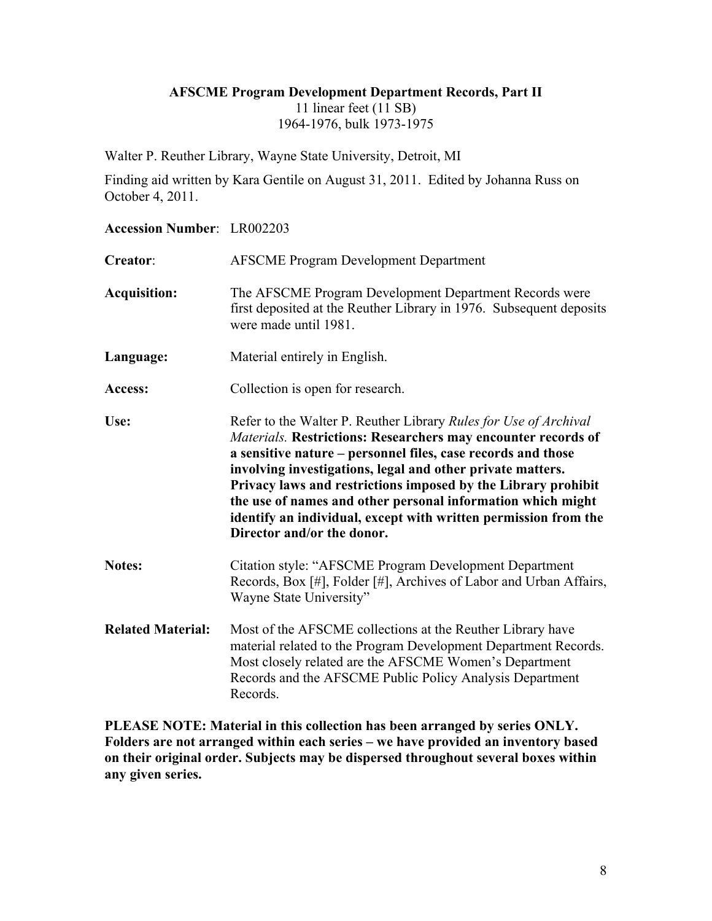**AFSCME Program Development Department Records, Part II**
11 linear feet (11 SB)
1964-1976, bulk 1973-1975

Walter P. Reuther Library, Wayne State University, Detroit, MI

Finding aid written by Kara Gentile on August 31, 2011. Edited by Johanna Russ on October 4, 2011.

**Accession Number**: LR002203

**Creator**: AFSCME Program Development Department

**Acquisition:** The AFSCME Program Development Department Records were first deposited at the Reuther Library in 1976. Subsequent deposits were made until 1981.

**Language:** Material entirely in English.

**Access:** Collection is open for research.

**Use:** Refer to the Walter P. Reuther Library *Rules for Use of Archival Materials.* **Restrictions: Researchers may encounter records of a sensitive nature – personnel files, case records and those involving investigations, legal and other private matters. Privacy laws and restrictions imposed by the Library prohibit the use of names and other personal information which might identify an individual, except with written permission from the Director and/or the donor.**

**Notes:** Citation style: "AFSCME Program Development Department Records, Box [#], Folder [#], Archives of Labor and Urban Affairs, Wayne State University"

**Related Material:** Most of the AFSCME collections at the Reuther Library have material related to the Program Development Department Records. Most closely related are the AFSCME Women's Department Records and the AFSCME Public Policy Analysis Department Records.

**PLEASE NOTE: Material in this collection has been arranged by series ONLY. Folders are not arranged within each series – we have provided an inventory based on their original order. Subjects may be dispersed throughout several boxes within any given series.**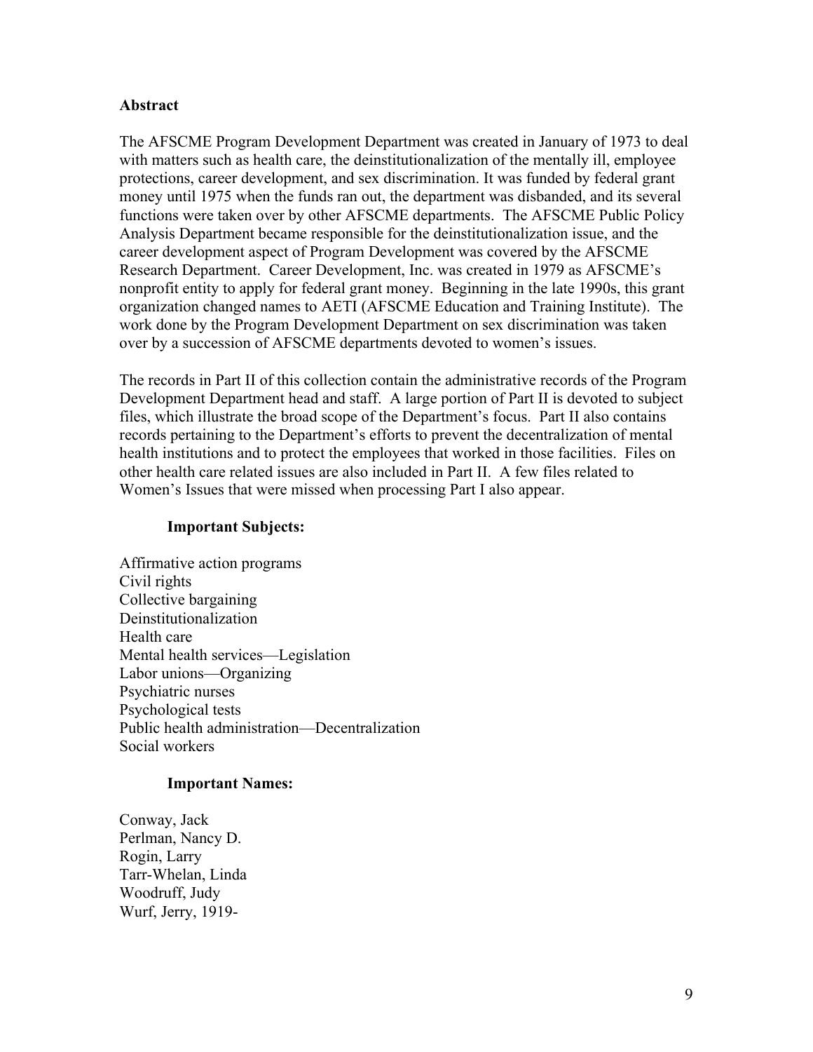## Abstract

The AFSCME Program Development Department was created in January of 1973 to deal with matters such as health care, the deinstitutionalization of the mentally ill, employee protections, career development, and sex discrimination. It was funded by federal grant money until 1975 when the funds ran out, the department was disbanded, and its several functions were taken over by other AFSCME departments. The AFSCME Public Policy Analysis Department became responsible for the deinstitutionalization issue, and the career development aspect of Program Development was covered by the AFSCME Research Department. Career Development, Inc. was created in 1979 as AFSCME's nonprofit entity to apply for federal grant money. Beginning in the late 1990s, this grant organization changed names to AETI (AFSCME Education and Training Institute). The work done by the Program Development Department on sex discrimination was taken over by a succession of AFSCME departments devoted to women's issues.

The records in Part II of this collection contain the administrative records of the Program Development Department head and staff. A large portion of Part II is devoted to subject files, which illustrate the broad scope of the Department's focus. Part II also contains records pertaining to the Department's efforts to prevent the decentralization of mental health institutions and to protect the employees that worked in those facilities. Files on other health care related issues are also included in Part II. A few files related to Women's Issues that were missed when processing Part I also appear.

### Important Subjects:

Affirmative action programs
Civil rights
Collective bargaining
Deinstitutionalization
Health care
Mental health services—Legislation
Labor unions—Organizing
Psychiatric nurses
Psychological tests
Public health administration—Decentralization
Social workers

### Important Names:

Conway, Jack
Perlman, Nancy D.
Rogin, Larry
Tarr-Whelan, Linda
Woodruff, Judy
Wurf, Jerry, 1919-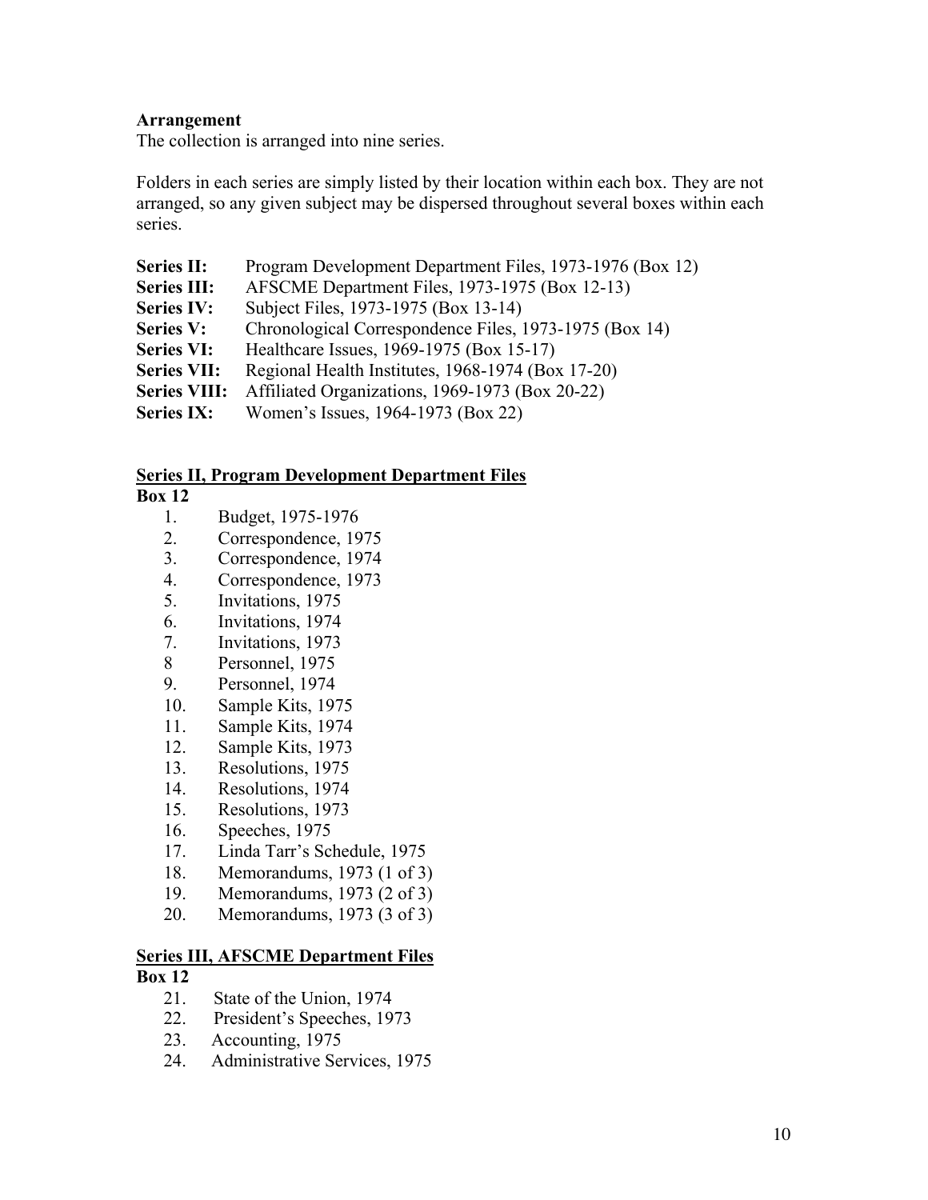**Arrangement**

The collection is arranged into nine series.

Folders in each series are simply listed by their location within each box. They are not arranged, so any given subject may be dispersed throughout several boxes within each series.

| | |
|---|---|
| **Series II:** | Program Development Department Files, 1973-1976 (Box 12) |
| **Series III:** | AFSCME Department Files, 1973-1975 (Box 12-13) |
| **Series IV:** | Subject Files, 1973-1975 (Box 13-14) |
| **Series V:** | Chronological Correspondence Files, 1973-1975 (Box 14) |
| **Series VI:** | Healthcare Issues, 1969-1975 (Box 15-17) |
| **Series VII:** | Regional Health Institutes, 1968-1974 (Box 17-20) |
| **Series VIII:** | Affiliated Organizations, 1969-1973 (Box 20-22) |
| **Series IX:** | Women's Issues, 1964-1973 (Box 22) |

**Series II, Program Development Department Files**

**Box 12**

1. Budget, 1975-1976
2. Correspondence, 1975
3. Correspondence, 1974
4. Correspondence, 1973
5. Invitations, 1975
6. Invitations, 1974
7. Invitations, 1973
8. Personnel, 1975
9. Personnel, 1974
10. Sample Kits, 1975
11. Sample Kits, 1974
12. Sample Kits, 1973
13. Resolutions, 1975
14. Resolutions, 1974
15. Resolutions, 1973
16. Speeches, 1975
17. Linda Tarr's Schedule, 1975
18. Memorandums, 1973 (1 of 3)
19. Memorandums, 1973 (2 of 3)
20. Memorandums, 1973 (3 of 3)

**Series III, AFSCME Department Files**

**Box 12**

21. State of the Union, 1974
22. President's Speeches, 1973
23. Accounting, 1975
24. Administrative Services, 1975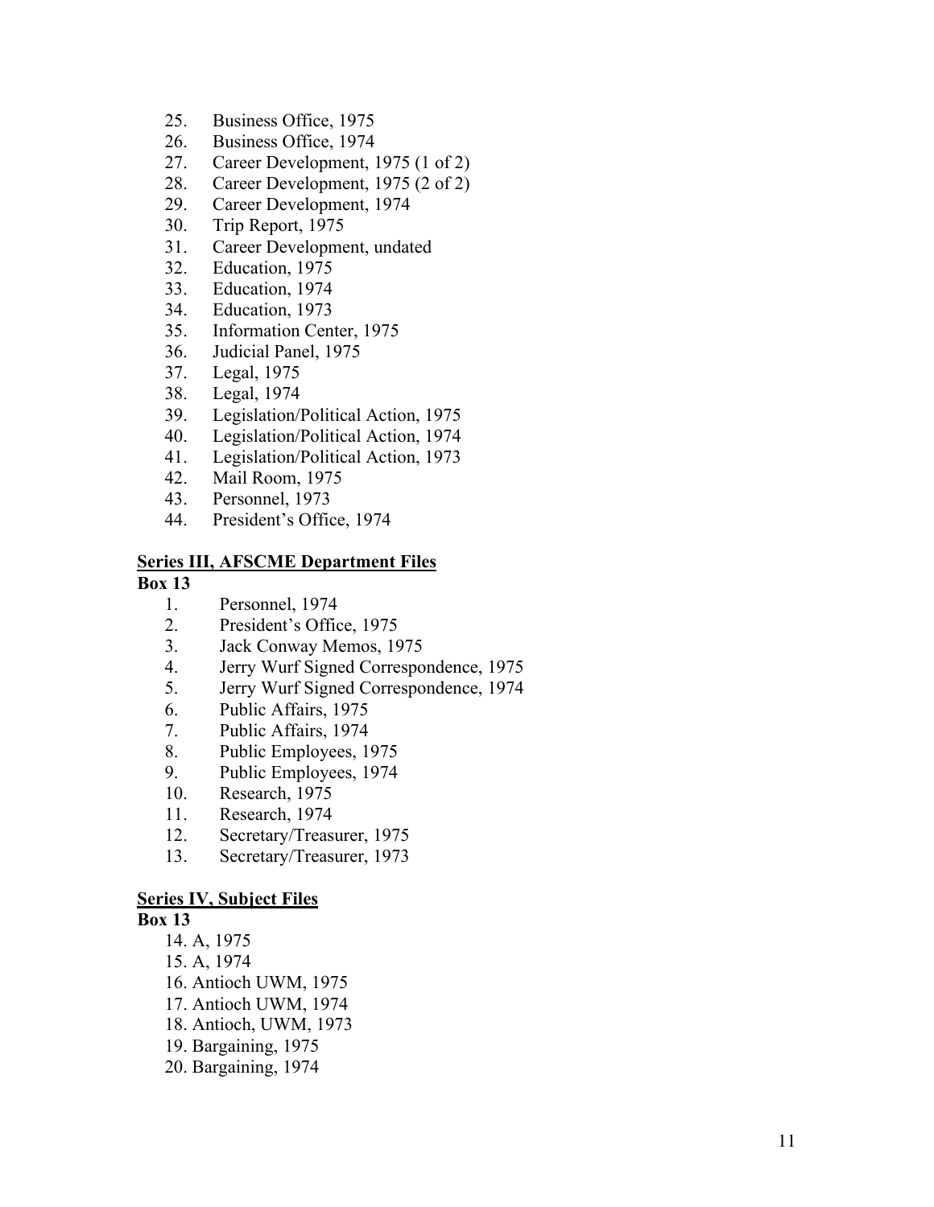25. Business Office, 1975
26. Business Office, 1974
27. Career Development, 1975 (1 of 2)
28. Career Development, 1975 (2 of 2)
29. Career Development, 1974
30. Trip Report, 1975
31. Career Development, undated
32. Education, 1975
33. Education, 1974
34. Education, 1973
35. Information Center, 1975
36. Judicial Panel, 1975
37. Legal, 1975
38. Legal, 1974
39. Legislation/Political Action, 1975
40. Legislation/Political Action, 1974
41. Legislation/Political Action, 1973
42. Mail Room, 1975
43. Personnel, 1973
44. President's Office, 1974

**Series III, AFSCME Department Files**

**Box 13**

1. Personnel, 1974
2. President's Office, 1975
3. Jack Conway Memos, 1975
4. Jerry Wurf Signed Correspondence, 1975
5. Jerry Wurf Signed Correspondence, 1974
6. Public Affairs, 1975
7. Public Affairs, 1974
8. Public Employees, 1975
9. Public Employees, 1974
10. Research, 1975
11. Research, 1974
12. Secretary/Treasurer, 1975
13. Secretary/Treasurer, 1973

**Series IV, Subject Files**

**Box 13**

14. A, 1975
15. A, 1974
16. Antioch UWM, 1975
17. Antioch UWM, 1974
18. Antioch, UWM, 1973
19. Bargaining, 1975
20. Bargaining, 1974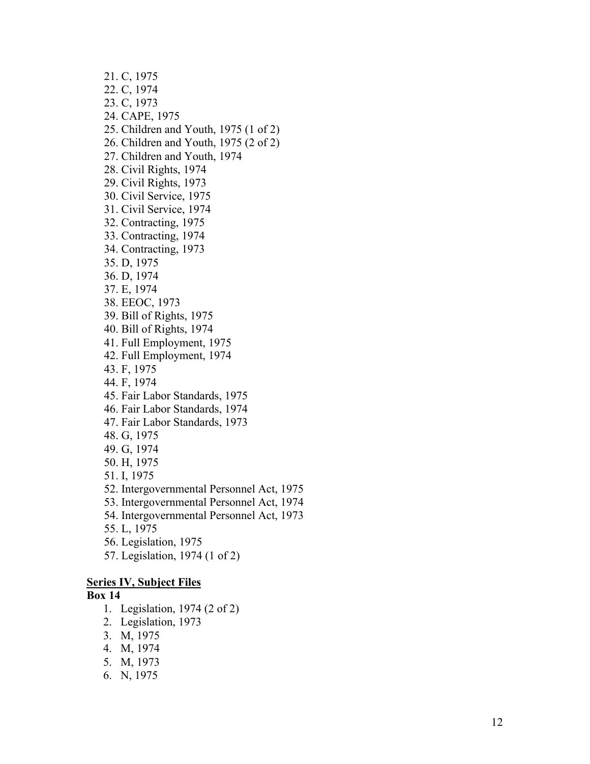21. C, 1975
22. C, 1974
23. C, 1973
24. CAPE, 1975
25. Children and Youth, 1975 (1 of 2)
26. Children and Youth, 1975 (2 of 2)
27. Children and Youth, 1974
28. Civil Rights, 1974
29. Civil Rights, 1973
30. Civil Service, 1975
31. Civil Service, 1974
32. Contracting, 1975
33. Contracting, 1974
34. Contracting, 1973
35. D, 1975
36. D, 1974
37. E, 1974
38. EEOC, 1973
39. Bill of Rights, 1975
40. Bill of Rights, 1974
41. Full Employment, 1975
42. Full Employment, 1974
43. F, 1975
44. F, 1974
45. Fair Labor Standards, 1975
46. Fair Labor Standards, 1974
47. Fair Labor Standards, 1973
48. G, 1975
49. G, 1974
50. H, 1975
51. I, 1975
52. Intergovernmental Personnel Act, 1975
53. Intergovernmental Personnel Act, 1974
54. Intergovernmental Personnel Act, 1973
55. L, 1975
56. Legislation, 1975
57. Legislation, 1974 (1 of 2)

**Series IV, Subject Files**

**Box 14**

1. Legislation, 1974 (2 of 2)
2. Legislation, 1973
3. M, 1975
4. M, 1974
5. M, 1973
6. N, 1975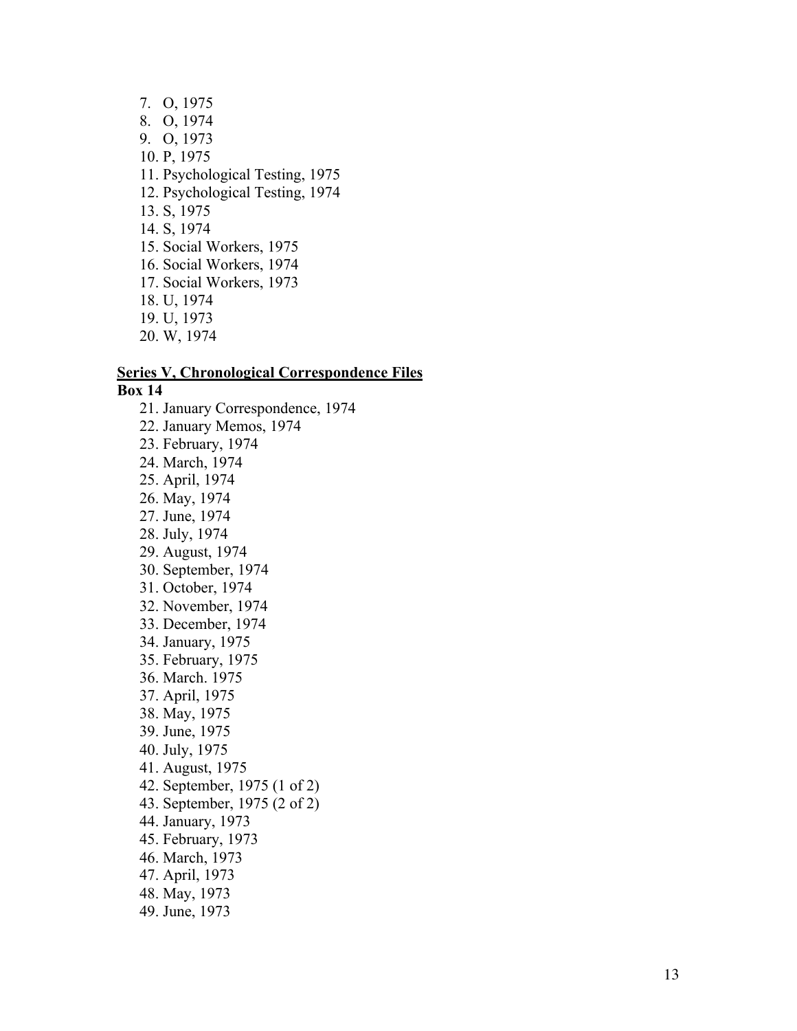7. O, 1975
8. O, 1974
9. O, 1973
10. P, 1975
11. Psychological Testing, 1975
12. Psychological Testing, 1974
13. S, 1975
14. S, 1974
15. Social Workers, 1975
16. Social Workers, 1974
17. Social Workers, 1973
18. U, 1974
19. U, 1973
20. W, 1974

**Series V, Chronological Correspondence Files**

**Box 14**

21. January Correspondence, 1974
22. January Memos, 1974
23. February, 1974
24. March, 1974
25. April, 1974
26. May, 1974
27. June, 1974
28. July, 1974
29. August, 1974
30. September, 1974
31. October, 1974
32. November, 1974
33. December, 1974
34. January, 1975
35. February, 1975
36. March. 1975
37. April, 1975
38. May, 1975
39. June, 1975
40. July, 1975
41. August, 1975
42. September, 1975 (1 of 2)
43. September, 1975 (2 of 2)
44. January, 1973
45. February, 1973
46. March, 1973
47. April, 1973
48. May, 1973
49. June, 1973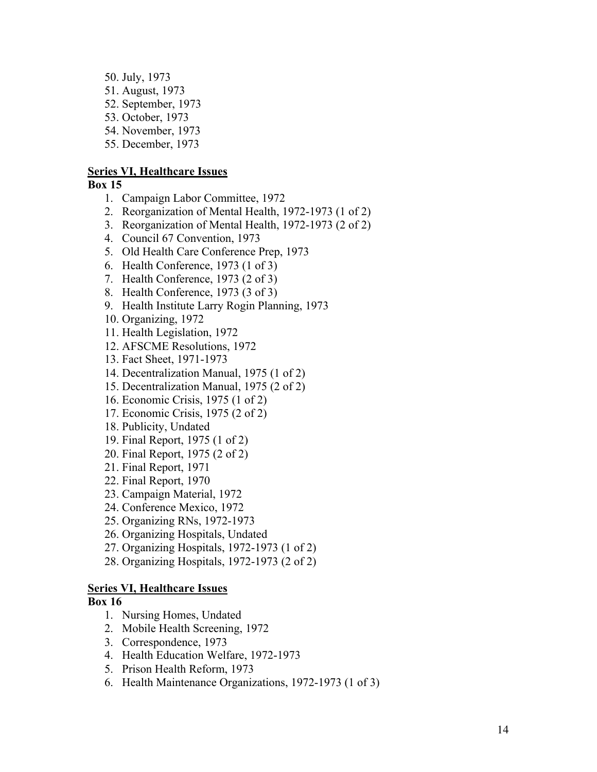50. July, 1973
51. August, 1973
52. September, 1973
53. October, 1973
54. November, 1973
55. December, 1973

**Series VI, Healthcare Issues**

**Box 15**

1. Campaign Labor Committee, 1972
2. Reorganization of Mental Health, 1972-1973 (1 of 2)
3. Reorganization of Mental Health, 1972-1973 (2 of 2)
4. Council 67 Convention, 1973
5. Old Health Care Conference Prep, 1973
6. Health Conference, 1973 (1 of 3)
7. Health Conference, 1973 (2 of 3)
8. Health Conference, 1973 (3 of 3)
9. Health Institute Larry Rogin Planning, 1973
10. Organizing, 1972
11. Health Legislation, 1972
12. AFSCME Resolutions, 1972
13. Fact Sheet, 1971-1973
14. Decentralization Manual, 1975 (1 of 2)
15. Decentralization Manual, 1975 (2 of 2)
16. Economic Crisis, 1975 (1 of 2)
17. Economic Crisis, 1975 (2 of 2)
18. Publicity, Undated
19. Final Report, 1975 (1 of 2)
20. Final Report, 1975 (2 of 2)
21. Final Report, 1971
22. Final Report, 1970
23. Campaign Material, 1972
24. Conference Mexico, 1972
25. Organizing RNs, 1972-1973
26. Organizing Hospitals, Undated
27. Organizing Hospitals, 1972-1973 (1 of 2)
28. Organizing Hospitals, 1972-1973 (2 of 2)

**Series VI, Healthcare Issues**

**Box 16**

1. Nursing Homes, Undated
2. Mobile Health Screening, 1972
3. Correspondence, 1973
4. Health Education Welfare, 1972-1973
5. Prison Health Reform, 1973
6. Health Maintenance Organizations, 1972-1973 (1 of 3)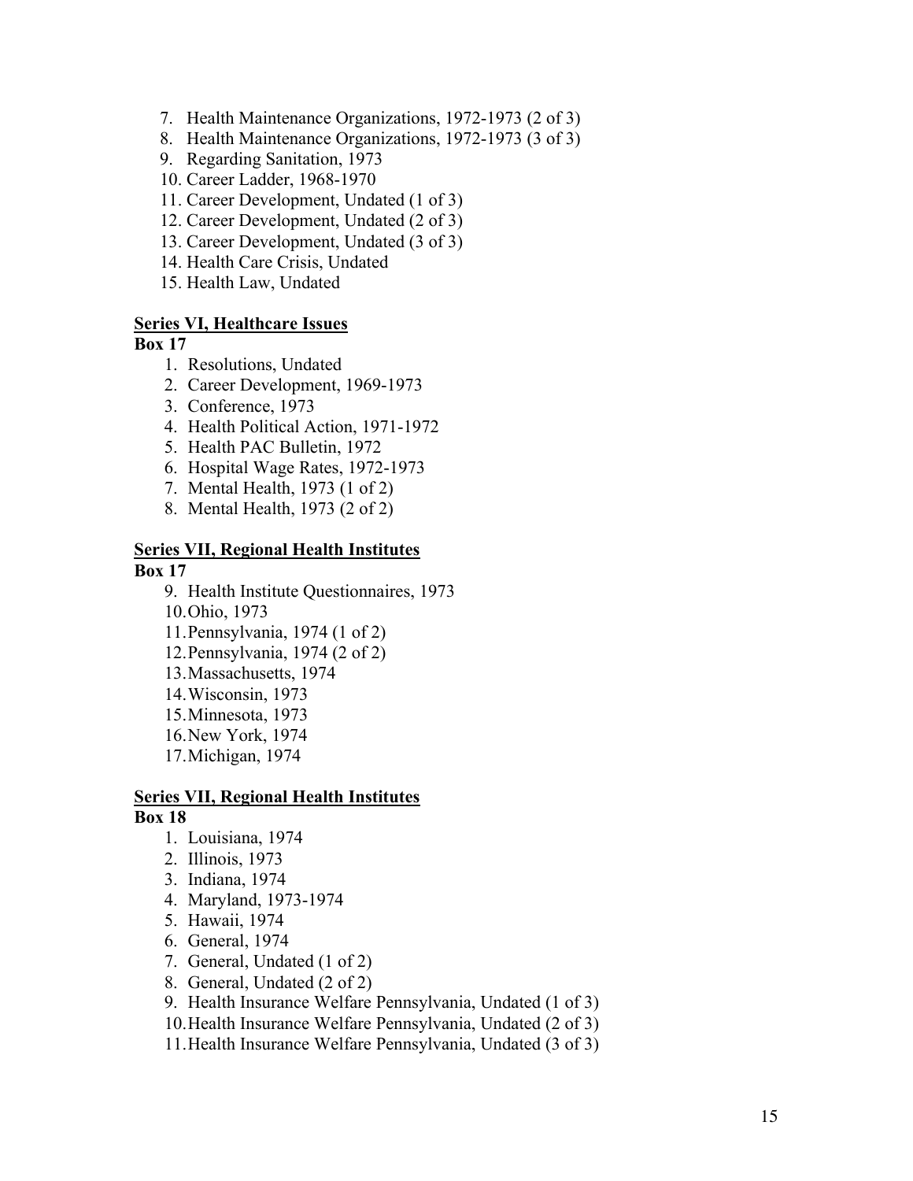7. Health Maintenance Organizations, 1972-1973 (2 of 3)
8. Health Maintenance Organizations, 1972-1973 (3 of 3)
9. Regarding Sanitation, 1973
10. Career Ladder, 1968-1970
11. Career Development, Undated (1 of 3)
12. Career Development, Undated (2 of 3)
13. Career Development, Undated (3 of 3)
14. Health Care Crisis, Undated
15. Health Law, Undated

**Series VI, Healthcare Issues**

**Box 17**

1. Resolutions, Undated
2. Career Development, 1969-1973
3. Conference, 1973
4. Health Political Action, 1971-1972
5. Health PAC Bulletin, 1972
6. Hospital Wage Rates, 1972-1973
7. Mental Health, 1973 (1 of 2)
8. Mental Health, 1973 (2 of 2)

**Series VII, Regional Health Institutes**

**Box 17**

9. Health Institute Questionnaires, 1973
10. Ohio, 1973
11. Pennsylvania, 1974 (1 of 2)
12. Pennsylvania, 1974 (2 of 2)
13. Massachusetts, 1974
14. Wisconsin, 1973
15. Minnesota, 1973
16. New York, 1974
17. Michigan, 1974

**Series VII, Regional Health Institutes**

**Box 18**

1. Louisiana, 1974
2. Illinois, 1973
3. Indiana, 1974
4. Maryland, 1973-1974
5. Hawaii, 1974
6. General, 1974
7. General, Undated (1 of 2)
8. General, Undated (2 of 2)
9. Health Insurance Welfare Pennsylvania, Undated (1 of 3)
10. Health Insurance Welfare Pennsylvania, Undated (2 of 3)
11. Health Insurance Welfare Pennsylvania, Undated (3 of 3)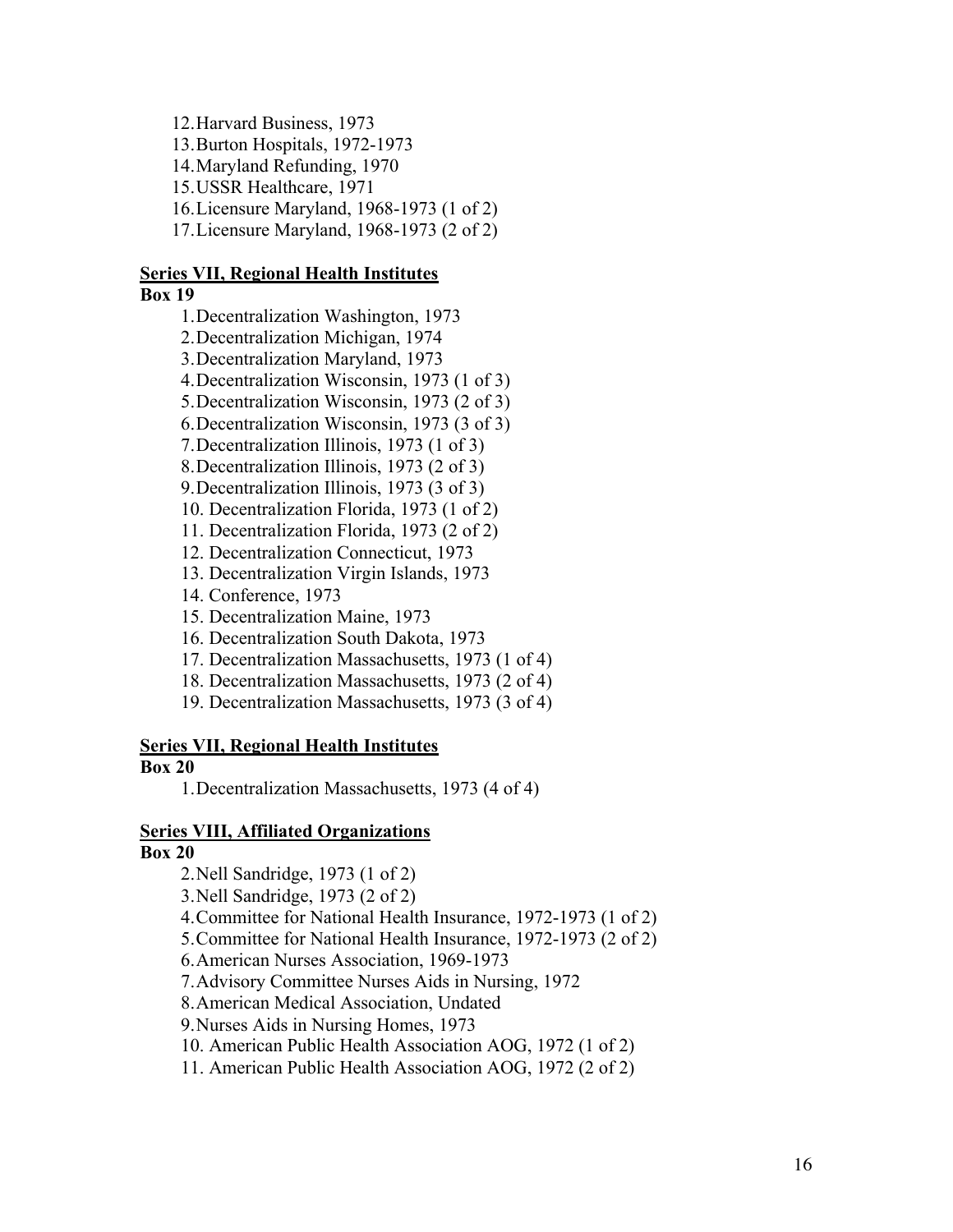12. Harvard Business, 1973
13. Burton Hospitals, 1972-1973
14. Maryland Refunding, 1970
15. USSR Healthcare, 1971
16. Licensure Maryland, 1968-1973 (1 of 2)
17. Licensure Maryland, 1968-1973 (2 of 2)

**Series VII, Regional Health Institutes**

**Box 19**

1. Decentralization Washington, 1973
2. Decentralization Michigan, 1974
3. Decentralization Maryland, 1973
4. Decentralization Wisconsin, 1973 (1 of 3)
5. Decentralization Wisconsin, 1973 (2 of 3)
6. Decentralization Wisconsin, 1973 (3 of 3)
7. Decentralization Illinois, 1973 (1 of 3)
8. Decentralization Illinois, 1973 (2 of 3)
9. Decentralization Illinois, 1973 (3 of 3)
10. Decentralization Florida, 1973 (1 of 2)
11. Decentralization Florida, 1973 (2 of 2)
12. Decentralization Connecticut, 1973
13. Decentralization Virgin Islands, 1973
14. Conference, 1973
15. Decentralization Maine, 1973
16. Decentralization South Dakota, 1973
17. Decentralization Massachusetts, 1973 (1 of 4)
18. Decentralization Massachusetts, 1973 (2 of 4)
19. Decentralization Massachusetts, 1973 (3 of 4)

**Series VII, Regional Health Institutes**

**Box 20**

1. Decentralization Massachusetts, 1973 (4 of 4)

**Series VIII, Affiliated Organizations**

**Box 20**

2. Nell Sandridge, 1973 (1 of 2)
3. Nell Sandridge, 1973 (2 of 2)
4. Committee for National Health Insurance, 1972-1973 (1 of 2)
5. Committee for National Health Insurance, 1972-1973 (2 of 2)
6. American Nurses Association, 1969-1973
7. Advisory Committee Nurses Aids in Nursing, 1972
8. American Medical Association, Undated
9. Nurses Aids in Nursing Homes, 1973
10. American Public Health Association AOG, 1972 (1 of 2)
11. American Public Health Association AOG, 1972 (2 of 2)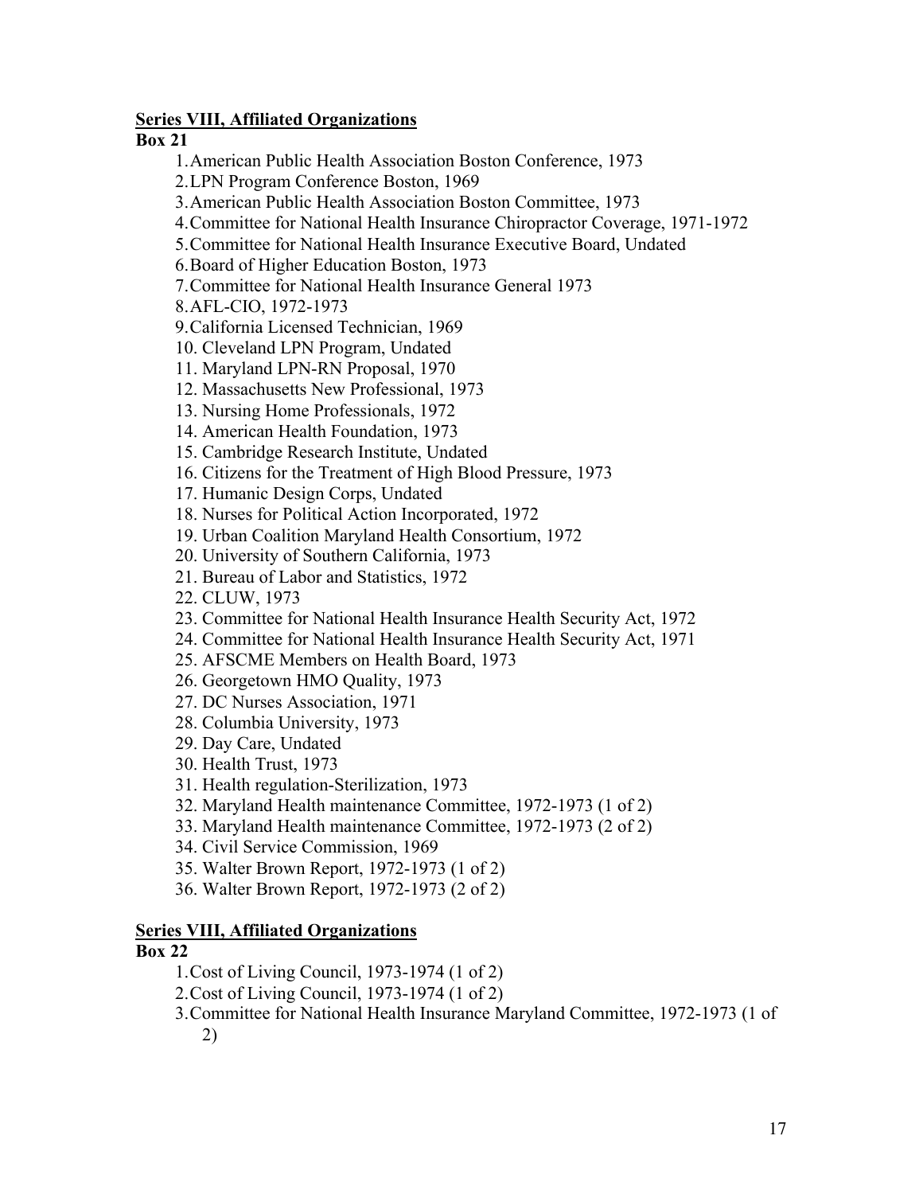**Series VIII, Affiliated Organizations**

**Box 21**

1. American Public Health Association Boston Conference, 1973
2. LPN Program Conference Boston, 1969
3. American Public Health Association Boston Committee, 1973
4. Committee for National Health Insurance Chiropractor Coverage, 1971-1972
5. Committee for National Health Insurance Executive Board, Undated
6. Board of Higher Education Boston, 1973
7. Committee for National Health Insurance General 1973
8. AFL-CIO, 1972-1973
9. California Licensed Technician, 1969
10. Cleveland LPN Program, Undated
11. Maryland LPN-RN Proposal, 1970
12. Massachusetts New Professional, 1973
13. Nursing Home Professionals, 1972
14. American Health Foundation, 1973
15. Cambridge Research Institute, Undated
16. Citizens for the Treatment of High Blood Pressure, 1973
17. Humanic Design Corps, Undated
18. Nurses for Political Action Incorporated, 1972
19. Urban Coalition Maryland Health Consortium, 1972
20. University of Southern California, 1973
21. Bureau of Labor and Statistics, 1972
22. CLUW, 1973
23. Committee for National Health Insurance Health Security Act, 1972
24. Committee for National Health Insurance Health Security Act, 1971
25. AFSCME Members on Health Board, 1973
26. Georgetown HMO Quality, 1973
27. DC Nurses Association, 1971
28. Columbia University, 1973
29. Day Care, Undated
30. Health Trust, 1973
31. Health regulation-Sterilization, 1973
32. Maryland Health maintenance Committee, 1972-1973 (1 of 2)
33. Maryland Health maintenance Committee, 1972-1973 (2 of 2)
34. Civil Service Commission, 1969
35. Walter Brown Report, 1972-1973 (1 of 2)
36. Walter Brown Report, 1972-1973 (2 of 2)

**Series VIII, Affiliated Organizations**

**Box 22**

1. Cost of Living Council, 1973-1974 (1 of 2)
2. Cost of Living Council, 1973-1974 (1 of 2)
3. Committee for National Health Insurance Maryland Committee, 1972-1973 (1 of 2)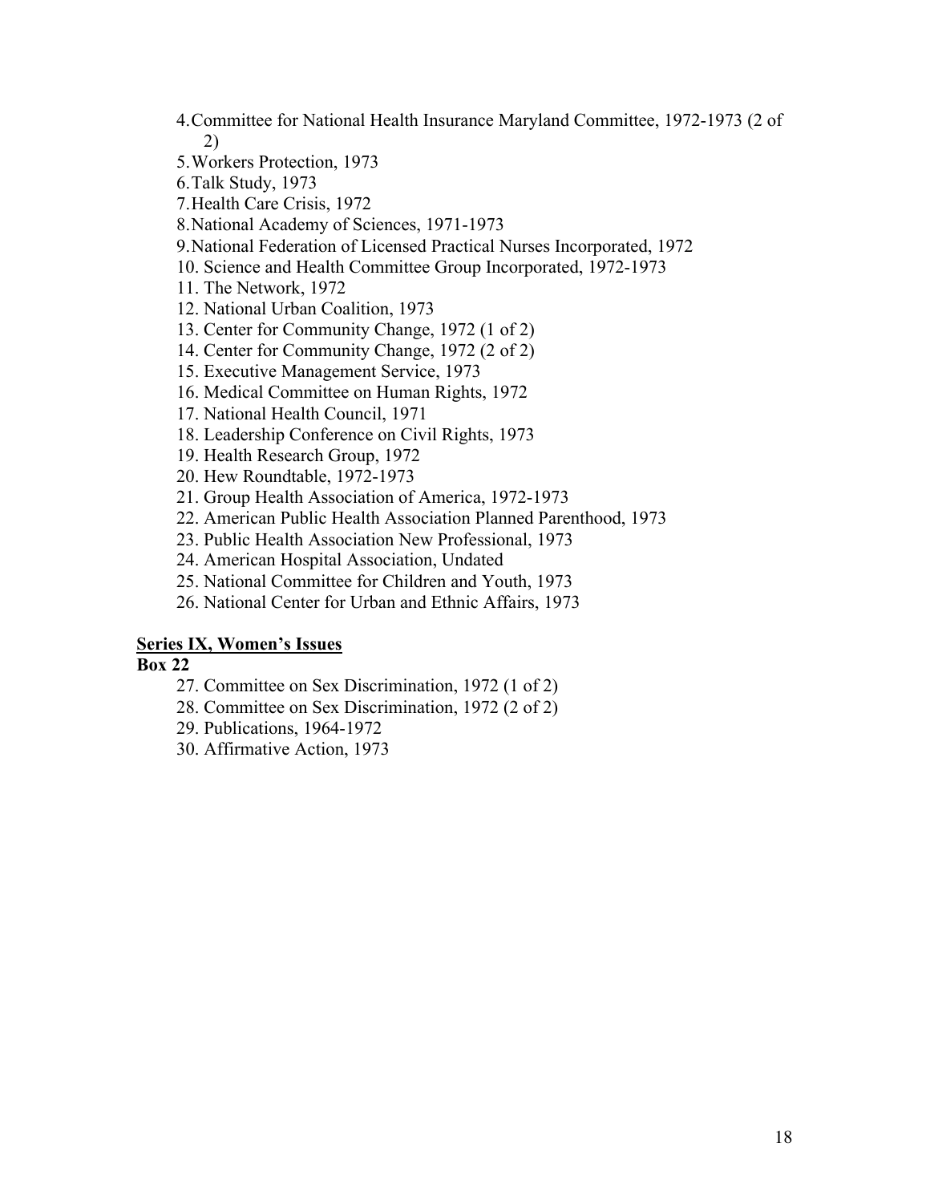4. Committee for National Health Insurance Maryland Committee, 1972-1973 (2 of 2)
5. Workers Protection, 1973
6. Talk Study, 1973
7. Health Care Crisis, 1972
8. National Academy of Sciences, 1971-1973
9. National Federation of Licensed Practical Nurses Incorporated, 1972
10. Science and Health Committee Group Incorporated, 1972-1973
11. The Network, 1972
12. National Urban Coalition, 1973
13. Center for Community Change, 1972 (1 of 2)
14. Center for Community Change, 1972 (2 of 2)
15. Executive Management Service, 1973
16. Medical Committee on Human Rights, 1972
17. National Health Council, 1971
18. Leadership Conference on Civil Rights, 1973
19. Health Research Group, 1972
20. Hew Roundtable, 1972-1973
21. Group Health Association of America, 1972-1973
22. American Public Health Association Planned Parenthood, 1973
23. Public Health Association New Professional, 1973
24. American Hospital Association, Undated
25. National Committee for Children and Youth, 1973
26. National Center for Urban and Ethnic Affairs, 1973

**Series IX, Women's Issues**

**Box 22**

27. Committee on Sex Discrimination, 1972 (1 of 2)
28. Committee on Sex Discrimination, 1972 (2 of 2)
29. Publications, 1964-1972
30. Affirmative Action, 1973